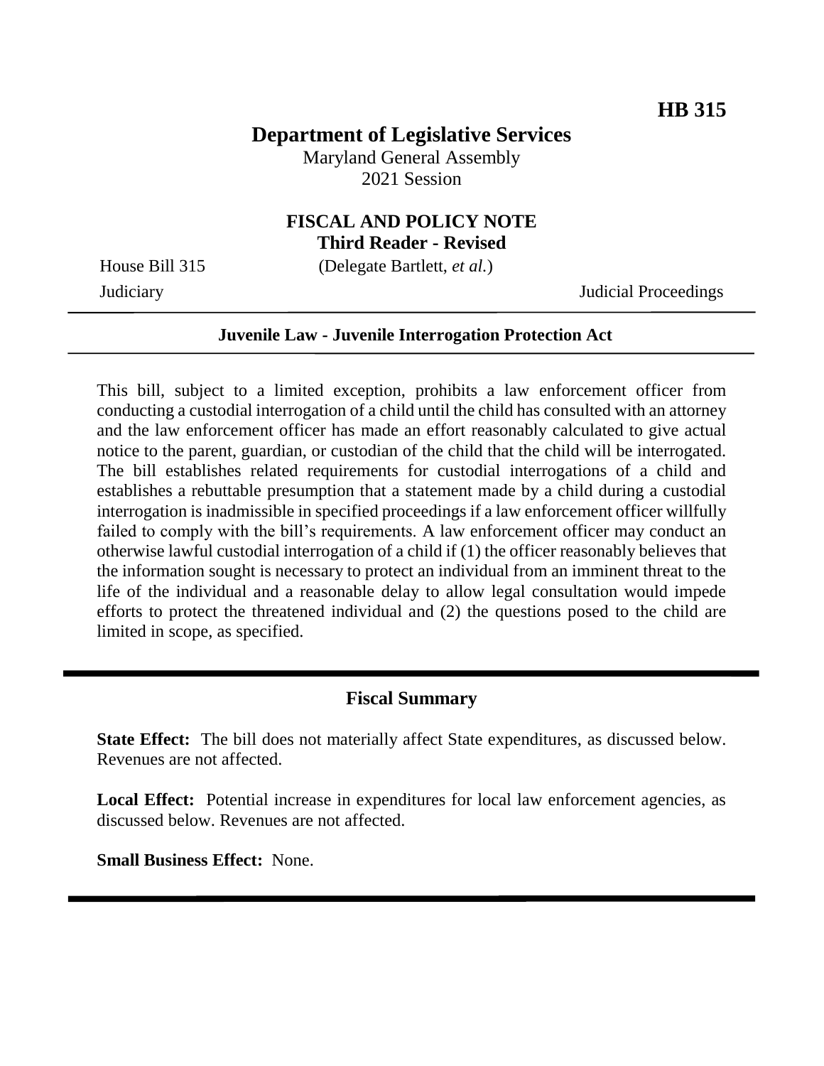**HB 315**

# Department of Legislative Services

Maryland General Assembly
2021 Session

## FISCAL AND POLICY NOTE
## Third Reader - Revised

House Bill 315 (Delegate Bartlett, *et al.*)

Judiciary Judicial Proceedings

---

**Juvenile Law - Juvenile Interrogation Protection Act**

---

This bill, subject to a limited exception, prohibits a law enforcement officer from conducting a custodial interrogation of a child until the child has consulted with an attorney and the law enforcement officer has made an effort reasonably calculated to give actual notice to the parent, guardian, or custodian of the child that the child will be interrogated. The bill establishes related requirements for custodial interrogations of a child and establishes a rebuttable presumption that a statement made by a child during a custodial interrogation is inadmissible in specified proceedings if a law enforcement officer willfully failed to comply with the bill's requirements. A law enforcement officer may conduct an otherwise lawful custodial interrogation of a child if (1) the officer reasonably believes that the information sought is necessary to protect an individual from an imminent threat to the life of the individual and a reasonable delay to allow legal consultation would impede efforts to protect the threatened individual and (2) the questions posed to the child are limited in scope, as specified.

---

## Fiscal Summary

**State Effect:** The bill does not materially affect State expenditures, as discussed below. Revenues are not affected.

**Local Effect:** Potential increase in expenditures for local law enforcement agencies, as discussed below. Revenues are not affected.

**Small Business Effect:** None.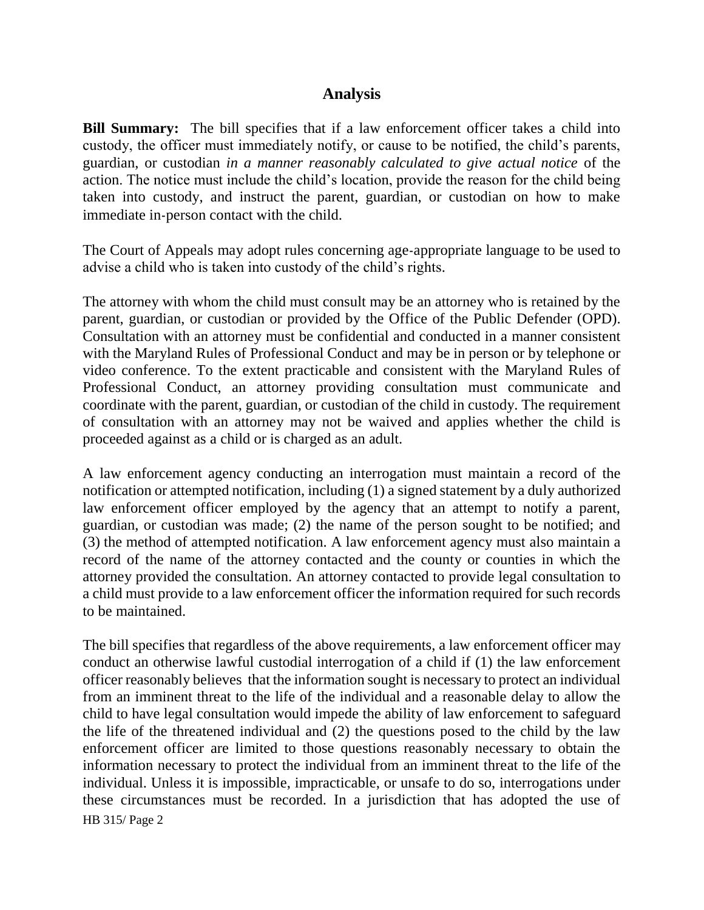## Analysis

**Bill Summary:** The bill specifies that if a law enforcement officer takes a child into custody, the officer must immediately notify, or cause to be notified, the child's parents, guardian, or custodian *in a manner reasonably calculated to give actual notice* of the action. The notice must include the child's location, provide the reason for the child being taken into custody, and instruct the parent, guardian, or custodian on how to make immediate in-person contact with the child.

The Court of Appeals may adopt rules concerning age-appropriate language to be used to advise a child who is taken into custody of the child's rights.

The attorney with whom the child must consult may be an attorney who is retained by the parent, guardian, or custodian or provided by the Office of the Public Defender (OPD). Consultation with an attorney must be confidential and conducted in a manner consistent with the Maryland Rules of Professional Conduct and may be in person or by telephone or video conference. To the extent practicable and consistent with the Maryland Rules of Professional Conduct, an attorney providing consultation must communicate and coordinate with the parent, guardian, or custodian of the child in custody. The requirement of consultation with an attorney may not be waived and applies whether the child is proceeded against as a child or is charged as an adult.

A law enforcement agency conducting an interrogation must maintain a record of the notification or attempted notification, including (1) a signed statement by a duly authorized law enforcement officer employed by the agency that an attempt to notify a parent, guardian, or custodian was made; (2) the name of the person sought to be notified; and (3) the method of attempted notification. A law enforcement agency must also maintain a record of the name of the attorney contacted and the county or counties in which the attorney provided the consultation. An attorney contacted to provide legal consultation to a child must provide to a law enforcement officer the information required for such records to be maintained.

The bill specifies that regardless of the above requirements, a law enforcement officer may conduct an otherwise lawful custodial interrogation of a child if (1) the law enforcement officer reasonably believes that the information sought is necessary to protect an individual from an imminent threat to the life of the individual and a reasonable delay to allow the child to have legal consultation would impede the ability of law enforcement to safeguard the life of the threatened individual and (2) the questions posed to the child by the law enforcement officer are limited to those questions reasonably necessary to obtain the information necessary to protect the individual from an imminent threat to the life of the individual. Unless it is impossible, impracticable, or unsafe to do so, interrogations under these circumstances must be recorded. In a jurisdiction that has adopted the use of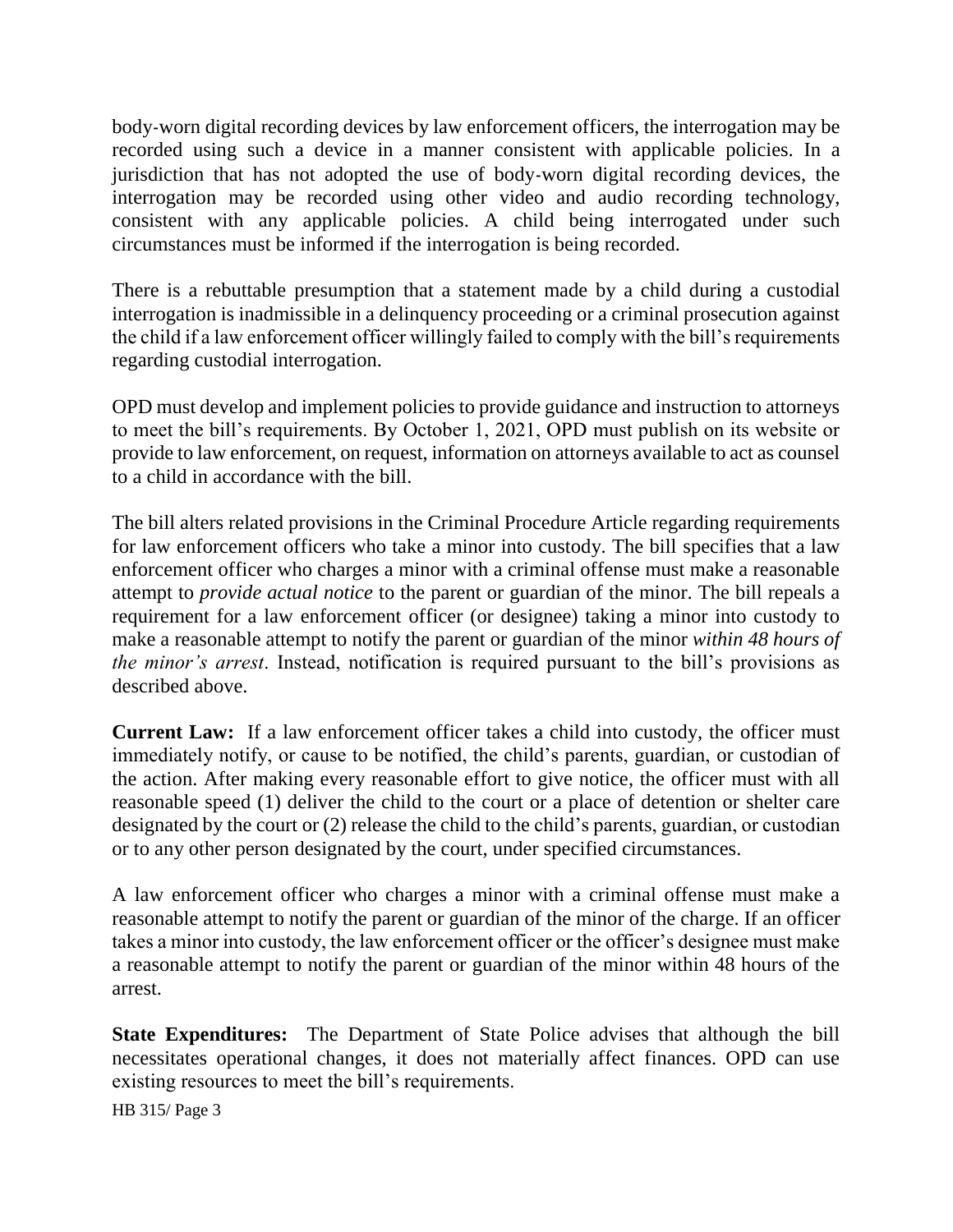body-worn digital recording devices by law enforcement officers, the interrogation may be recorded using such a device in a manner consistent with applicable policies. In a jurisdiction that has not adopted the use of body-worn digital recording devices, the interrogation may be recorded using other video and audio recording technology, consistent with any applicable policies. A child being interrogated under such circumstances must be informed if the interrogation is being recorded.

There is a rebuttable presumption that a statement made by a child during a custodial interrogation is inadmissible in a delinquency proceeding or a criminal prosecution against the child if a law enforcement officer willingly failed to comply with the bill's requirements regarding custodial interrogation.

OPD must develop and implement policies to provide guidance and instruction to attorneys to meet the bill's requirements. By October 1, 2021, OPD must publish on its website or provide to law enforcement, on request, information on attorneys available to act as counsel to a child in accordance with the bill.

The bill alters related provisions in the Criminal Procedure Article regarding requirements for law enforcement officers who take a minor into custody. The bill specifies that a law enforcement officer who charges a minor with a criminal offense must make a reasonable attempt to *provide actual notice* to the parent or guardian of the minor. The bill repeals a requirement for a law enforcement officer (or designee) taking a minor into custody to make a reasonable attempt to notify the parent or guardian of the minor *within 48 hours of the minor's arrest*. Instead, notification is required pursuant to the bill's provisions as described above.

**Current Law:** If a law enforcement officer takes a child into custody, the officer must immediately notify, or cause to be notified, the child's parents, guardian, or custodian of the action. After making every reasonable effort to give notice, the officer must with all reasonable speed (1) deliver the child to the court or a place of detention or shelter care designated by the court or (2) release the child to the child's parents, guardian, or custodian or to any other person designated by the court, under specified circumstances.

A law enforcement officer who charges a minor with a criminal offense must make a reasonable attempt to notify the parent or guardian of the minor of the charge. If an officer takes a minor into custody, the law enforcement officer or the officer's designee must make a reasonable attempt to notify the parent or guardian of the minor within 48 hours of the arrest.

**State Expenditures:** The Department of State Police advises that although the bill necessitates operational changes, it does not materially affect finances. OPD can use existing resources to meet the bill's requirements.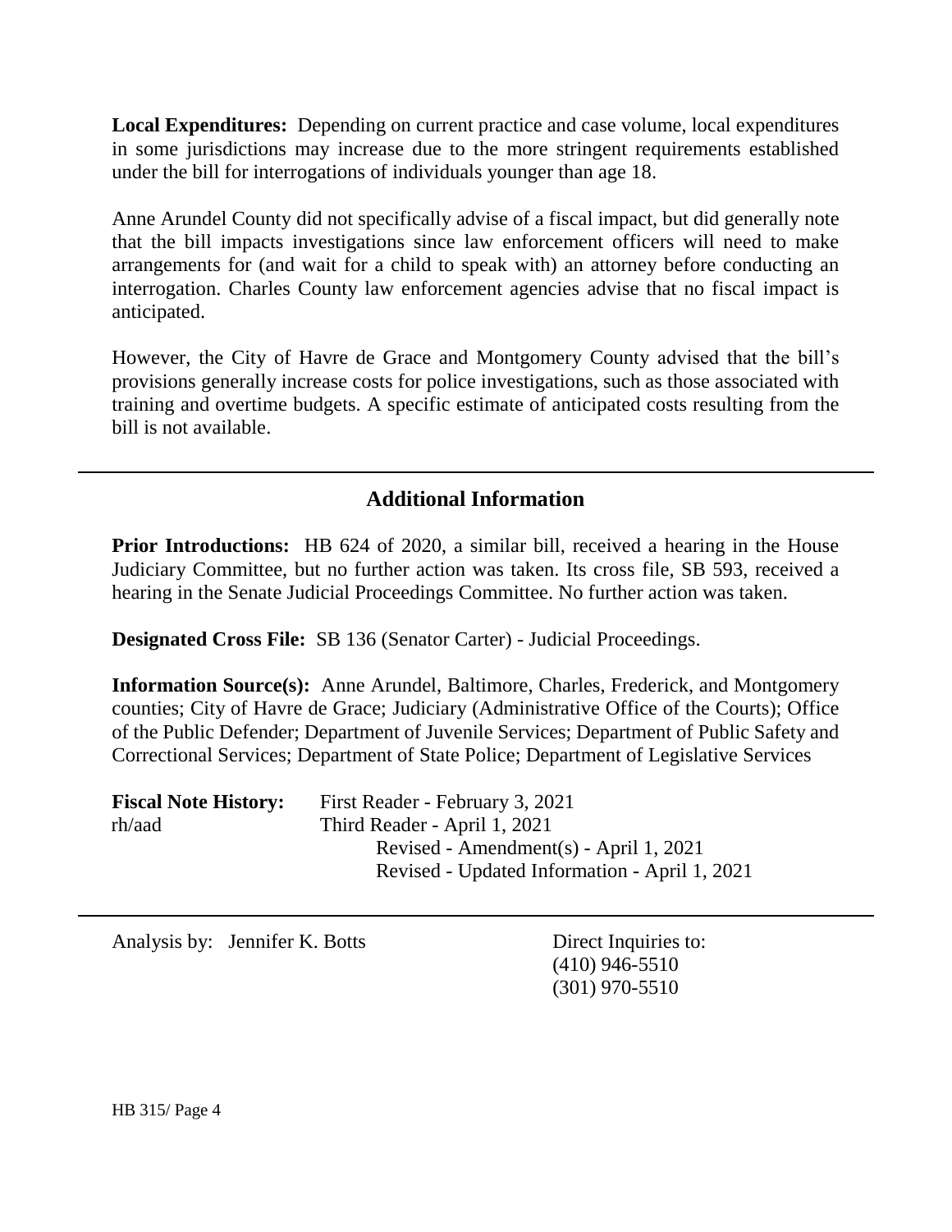**Local Expenditures:** Depending on current practice and case volume, local expenditures in some jurisdictions may increase due to the more stringent requirements established under the bill for interrogations of individuals younger than age 18.

Anne Arundel County did not specifically advise of a fiscal impact, but did generally note that the bill impacts investigations since law enforcement officers will need to make arrangements for (and wait for a child to speak with) an attorney before conducting an interrogation. Charles County law enforcement agencies advise that no fiscal impact is anticipated.

However, the City of Havre de Grace and Montgomery County advised that the bill's provisions generally increase costs for police investigations, such as those associated with training and overtime budgets. A specific estimate of anticipated costs resulting from the bill is not available.

## Additional Information

**Prior Introductions:** HB 624 of 2020, a similar bill, received a hearing in the House Judiciary Committee, but no further action was taken. Its cross file, SB 593, received a hearing in the Senate Judicial Proceedings Committee. No further action was taken.

**Designated Cross File:** SB 136 (Senator Carter) - Judicial Proceedings.

**Information Source(s):** Anne Arundel, Baltimore, Charles, Frederick, and Montgomery counties; City of Havre de Grace; Judiciary (Administrative Office of the Courts); Office of the Public Defender; Department of Juvenile Services; Department of Public Safety and Correctional Services; Department of State Police; Department of Legislative Services

**Fiscal Note History:** First Reader - February 3, 2021
rh/aad Third Reader - April 1, 2021
Revised - Amendment(s) - April 1, 2021
Revised - Updated Information - April 1, 2021

Analysis by: Jennifer K. Botts

Direct Inquiries to:
(410) 946-5510
(301) 970-5510